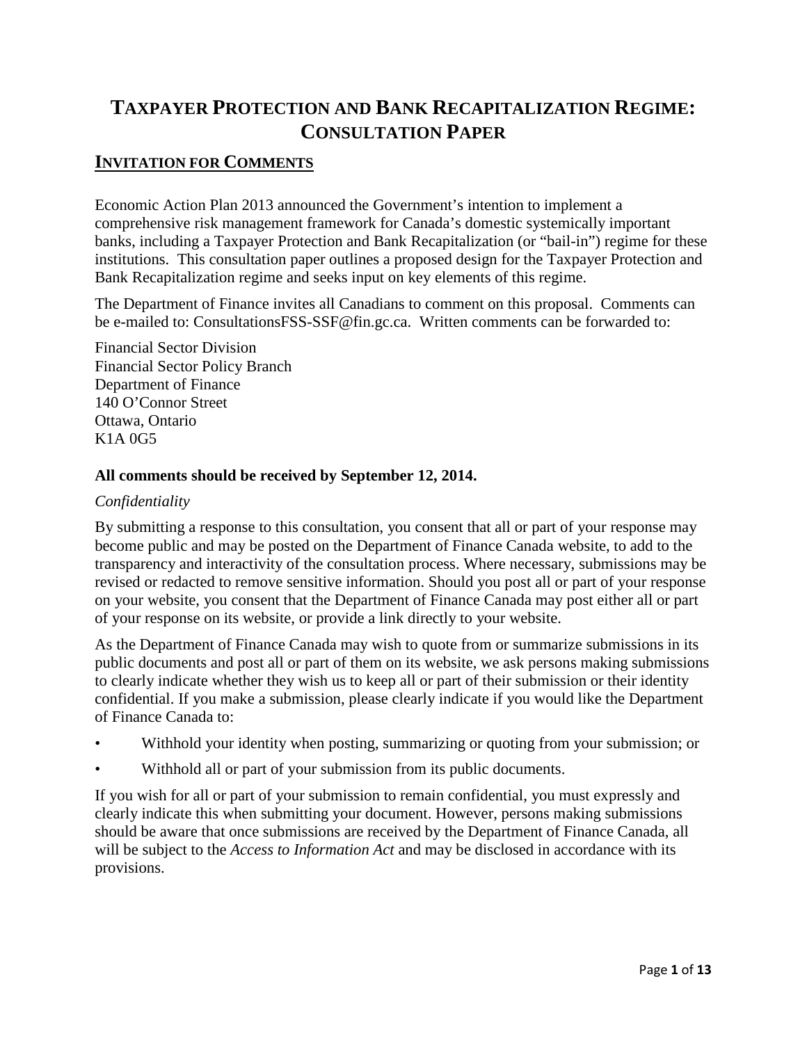# TAXPAYER PROTECTION AND BANK RECAPITALIZATION REGIME: CONSULTATION PAPER

## INVITATION FOR COMMENTS

Economic Action Plan 2013 announced the Government's intention to implement a comprehensive risk management framework for Canada's domestic systemically important banks, including a Taxpayer Protection and Bank Recapitalization (or "bail-in") regime for these institutions. This consultation paper outlines a proposed design for the Taxpayer Protection and Bank Recapitalization regime and seeks input on key elements of this regime.

The Department of Finance invites all Canadians to comment on this proposal. Comments can be e-mailed to: ConsultationsFSS-SSF@fin.gc.ca. Written comments can be forwarded to:

Financial Sector Division
Financial Sector Policy Branch
Department of Finance
140 O'Connor Street
Ottawa, Ontario
K1A 0G5

**All comments should be received by September 12, 2014.**

*Confidentiality*

By submitting a response to this consultation, you consent that all or part of your response may become public and may be posted on the Department of Finance Canada website, to add to the transparency and interactivity of the consultation process. Where necessary, submissions may be revised or redacted to remove sensitive information. Should you post all or part of your response on your website, you consent that the Department of Finance Canada may post either all or part of your response on its website, or provide a link directly to your website.

As the Department of Finance Canada may wish to quote from or summarize submissions in its public documents and post all or part of them on its website, we ask persons making submissions to clearly indicate whether they wish us to keep all or part of their submission or their identity confidential. If you make a submission, please clearly indicate if you would like the Department of Finance Canada to:

- Withhold your identity when posting, summarizing or quoting from your submission; or
- Withhold all or part of your submission from its public documents.

If you wish for all or part of your submission to remain confidential, you must expressly and clearly indicate this when submitting your document. However, persons making submissions should be aware that once submissions are received by the Department of Finance Canada, all will be subject to the *Access to Information Act* and may be disclosed in accordance with its provisions.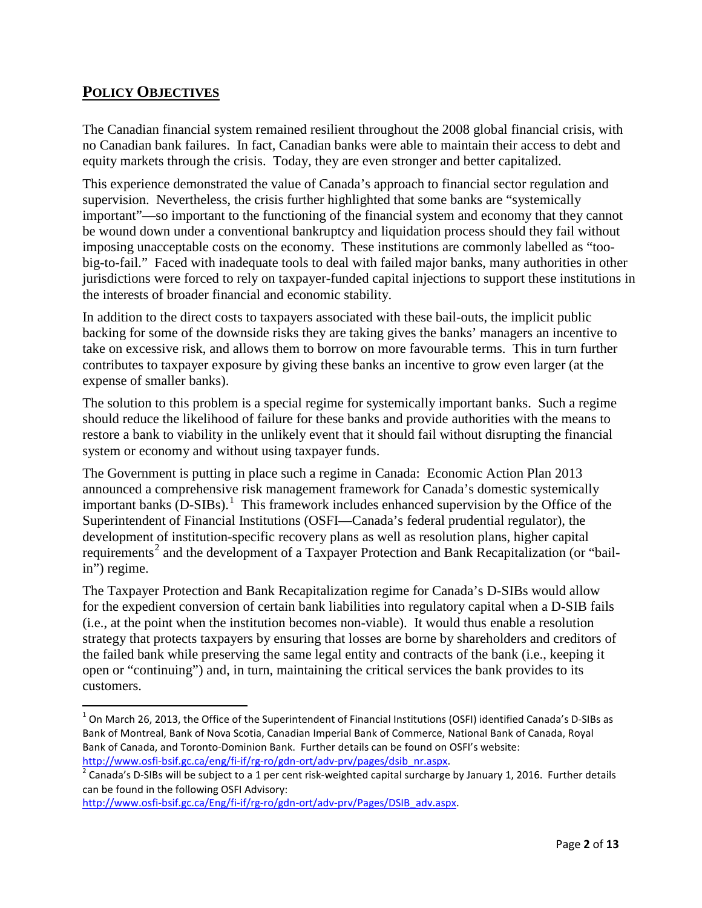## POLICY OBJECTIVES

The Canadian financial system remained resilient throughout the 2008 global financial crisis, with no Canadian bank failures. In fact, Canadian banks were able to maintain their access to debt and equity markets through the crisis. Today, they are even stronger and better capitalized.

This experience demonstrated the value of Canada's approach to financial sector regulation and supervision. Nevertheless, the crisis further highlighted that some banks are "systemically important"—so important to the functioning of the financial system and economy that they cannot be wound down under a conventional bankruptcy and liquidation process should they fail without imposing unacceptable costs on the economy. These institutions are commonly labelled as "too-big-to-fail." Faced with inadequate tools to deal with failed major banks, many authorities in other jurisdictions were forced to rely on taxpayer-funded capital injections to support these institutions in the interests of broader financial and economic stability.

In addition to the direct costs to taxpayers associated with these bail-outs, the implicit public backing for some of the downside risks they are taking gives the banks' managers an incentive to take on excessive risk, and allows them to borrow on more favourable terms. This in turn further contributes to taxpayer exposure by giving these banks an incentive to grow even larger (at the expense of smaller banks).

The solution to this problem is a special regime for systemically important banks. Such a regime should reduce the likelihood of failure for these banks and provide authorities with the means to restore a bank to viability in the unlikely event that it should fail without disrupting the financial system or economy and without using taxpayer funds.

The Government is putting in place such a regime in Canada: Economic Action Plan 2013 announced a comprehensive risk management framework for Canada's domestic systemically important banks (D-SIBs).[1] This framework includes enhanced supervision by the Office of the Superintendent of Financial Institutions (OSFI—Canada's federal prudential regulator), the development of institution-specific recovery plans as well as resolution plans, higher capital requirements[2] and the development of a Taxpayer Protection and Bank Recapitalization (or "bail-in") regime.

The Taxpayer Protection and Bank Recapitalization regime for Canada's D-SIBs would allow for the expedient conversion of certain bank liabilities into regulatory capital when a D-SIB fails (i.e., at the point when the institution becomes non-viable). It would thus enable a resolution strategy that protects taxpayers by ensuring that losses are borne by shareholders and creditors of the failed bank while preserving the same legal entity and contracts of the bank (i.e., keeping it open or "continuing") and, in turn, maintaining the critical services the bank provides to its customers.

---

[1] On March 26, 2013, the Office of the Superintendent of Financial Institutions (OSFI) identified Canada's D-SIBs as Bank of Montreal, Bank of Nova Scotia, Canadian Imperial Bank of Commerce, National Bank of Canada, Royal Bank of Canada, and Toronto-Dominion Bank. Further details can be found on OSFI's website: http://www.osfi-bsif.gc.ca/eng/fi-if/rg-ro/gdn-ort/adv-prv/pages/dsib_nr.aspx.

[2] Canada's D-SIBs will be subject to a 1 per cent risk-weighted capital surcharge by January 1, 2016. Further details can be found in the following OSFI Advisory: http://www.osfi-bsif.gc.ca/Eng/fi-if/rg-ro/gdn-ort/adv-prv/Pages/DSIB_adv.aspx.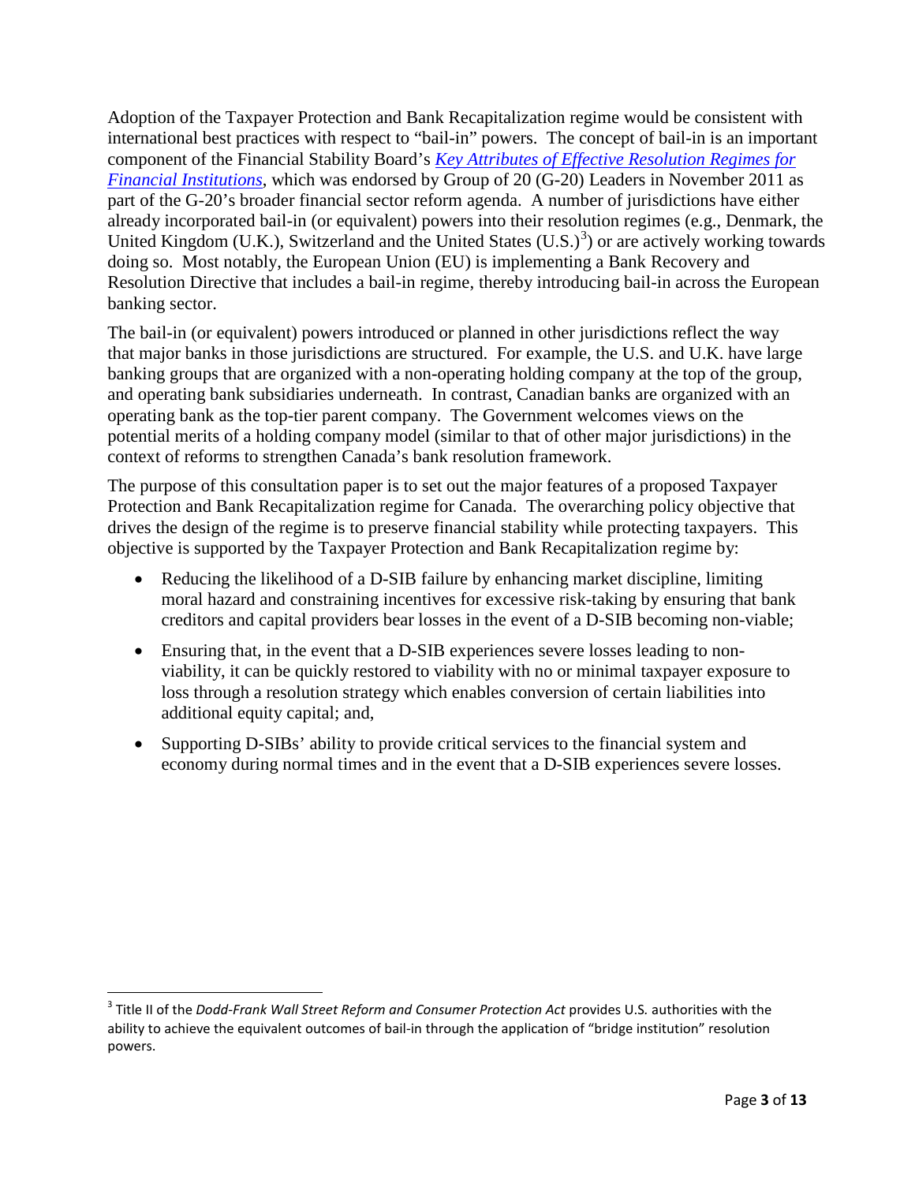Adoption of the Taxpayer Protection and Bank Recapitalization regime would be consistent with international best practices with respect to "bail-in" powers. The concept of bail-in is an important component of the Financial Stability Board's [*Key Attributes of Effective Resolution Regimes for Financial Institutions*](), which was endorsed by Group of 20 (G-20) Leaders in November 2011 as part of the G-20's broader financial sector reform agenda. A number of jurisdictions have either already incorporated bail-in (or equivalent) powers into their resolution regimes (e.g., Denmark, the United Kingdom (U.K.), Switzerland and the United States (U.S.)[3]) or are actively working towards doing so. Most notably, the European Union (EU) is implementing a Bank Recovery and Resolution Directive that includes a bail-in regime, thereby introducing bail-in across the European banking sector.

The bail-in (or equivalent) powers introduced or planned in other jurisdictions reflect the way that major banks in those jurisdictions are structured. For example, the U.S. and U.K. have large banking groups that are organized with a non-operating holding company at the top of the group, and operating bank subsidiaries underneath. In contrast, Canadian banks are organized with an operating bank as the top-tier parent company. The Government welcomes views on the potential merits of a holding company model (similar to that of other major jurisdictions) in the context of reforms to strengthen Canada's bank resolution framework.

The purpose of this consultation paper is to set out the major features of a proposed Taxpayer Protection and Bank Recapitalization regime for Canada. The overarching policy objective that drives the design of the regime is to preserve financial stability while protecting taxpayers. This objective is supported by the Taxpayer Protection and Bank Recapitalization regime by:

- Reducing the likelihood of a D-SIB failure by enhancing market discipline, limiting moral hazard and constraining incentives for excessive risk-taking by ensuring that bank creditors and capital providers bear losses in the event of a D-SIB becoming non-viable;
- Ensuring that, in the event that a D-SIB experiences severe losses leading to non-viability, it can be quickly restored to viability with no or minimal taxpayer exposure to loss through a resolution strategy which enables conversion of certain liabilities into additional equity capital; and,
- Supporting D-SIBs' ability to provide critical services to the financial system and economy during normal times and in the event that a D-SIB experiences severe losses.

---

[3] Title II of the *Dodd-Frank Wall Street Reform and Consumer Protection Act* provides U.S. authorities with the ability to achieve the equivalent outcomes of bail-in through the application of "bridge institution" resolution powers.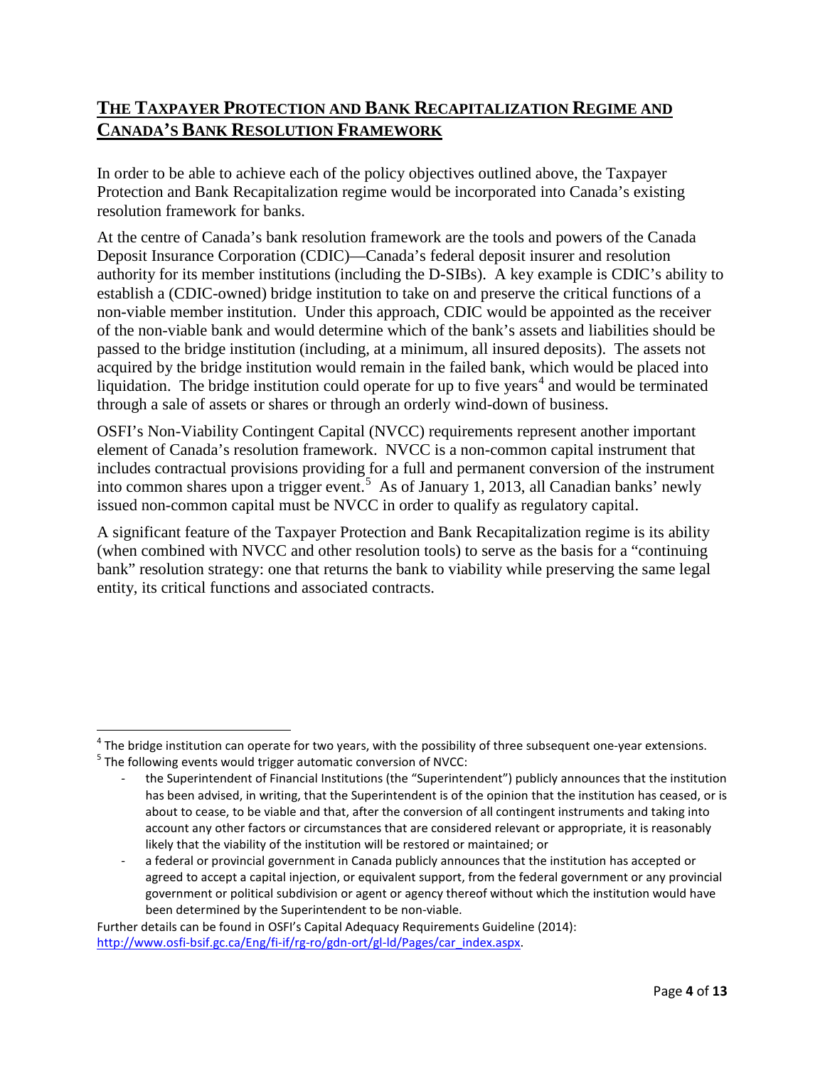## THE TAXPAYER PROTECTION AND BANK RECAPITALIZATION REGIME AND CANADA'S BANK RESOLUTION FRAMEWORK

In order to be able to achieve each of the policy objectives outlined above, the Taxpayer Protection and Bank Recapitalization regime would be incorporated into Canada's existing resolution framework for banks.

At the centre of Canada's bank resolution framework are the tools and powers of the Canada Deposit Insurance Corporation (CDIC)—Canada's federal deposit insurer and resolution authority for its member institutions (including the D-SIBs). A key example is CDIC's ability to establish a (CDIC-owned) bridge institution to take on and preserve the critical functions of a non-viable member institution. Under this approach, CDIC would be appointed as the receiver of the non-viable bank and would determine which of the bank's assets and liabilities should be passed to the bridge institution (including, at a minimum, all insured deposits). The assets not acquired by the bridge institution would remain in the failed bank, which would be placed into liquidation. The bridge institution could operate for up to five years[4] and would be terminated through a sale of assets or shares or through an orderly wind-down of business.

OSFI's Non-Viability Contingent Capital (NVCC) requirements represent another important element of Canada's resolution framework. NVCC is a non-common capital instrument that includes contractual provisions providing for a full and permanent conversion of the instrument into common shares upon a trigger event.[5] As of January 1, 2013, all Canadian banks' newly issued non-common capital must be NVCC in order to qualify as regulatory capital.

A significant feature of the Taxpayer Protection and Bank Recapitalization regime is its ability (when combined with NVCC and other resolution tools) to serve as the basis for a "continuing bank" resolution strategy: one that returns the bank to viability while preserving the same legal entity, its critical functions and associated contracts.

---

[4] The bridge institution can operate for two years, with the possibility of three subsequent one-year extensions.

[5] The following events would trigger automatic conversion of NVCC:

- the Superintendent of Financial Institutions (the "Superintendent") publicly announces that the institution has been advised, in writing, that the Superintendent is of the opinion that the institution has ceased, or is about to cease, to be viable and that, after the conversion of all contingent instruments and taking into account any other factors or circumstances that are considered relevant or appropriate, it is reasonably likely that the viability of the institution will be restored or maintained; or
- a federal or provincial government in Canada publicly announces that the institution has accepted or agreed to accept a capital injection, or equivalent support, from the federal government or any provincial government or political subdivision or agent or agency thereof without which the institution would have been determined by the Superintendent to be non-viable.

Further details can be found in OSFI's Capital Adequacy Requirements Guideline (2014): http://www.osfi-bsif.gc.ca/Eng/fi-if/rg-ro/gdn-ort/gl-ld/Pages/car_index.aspx.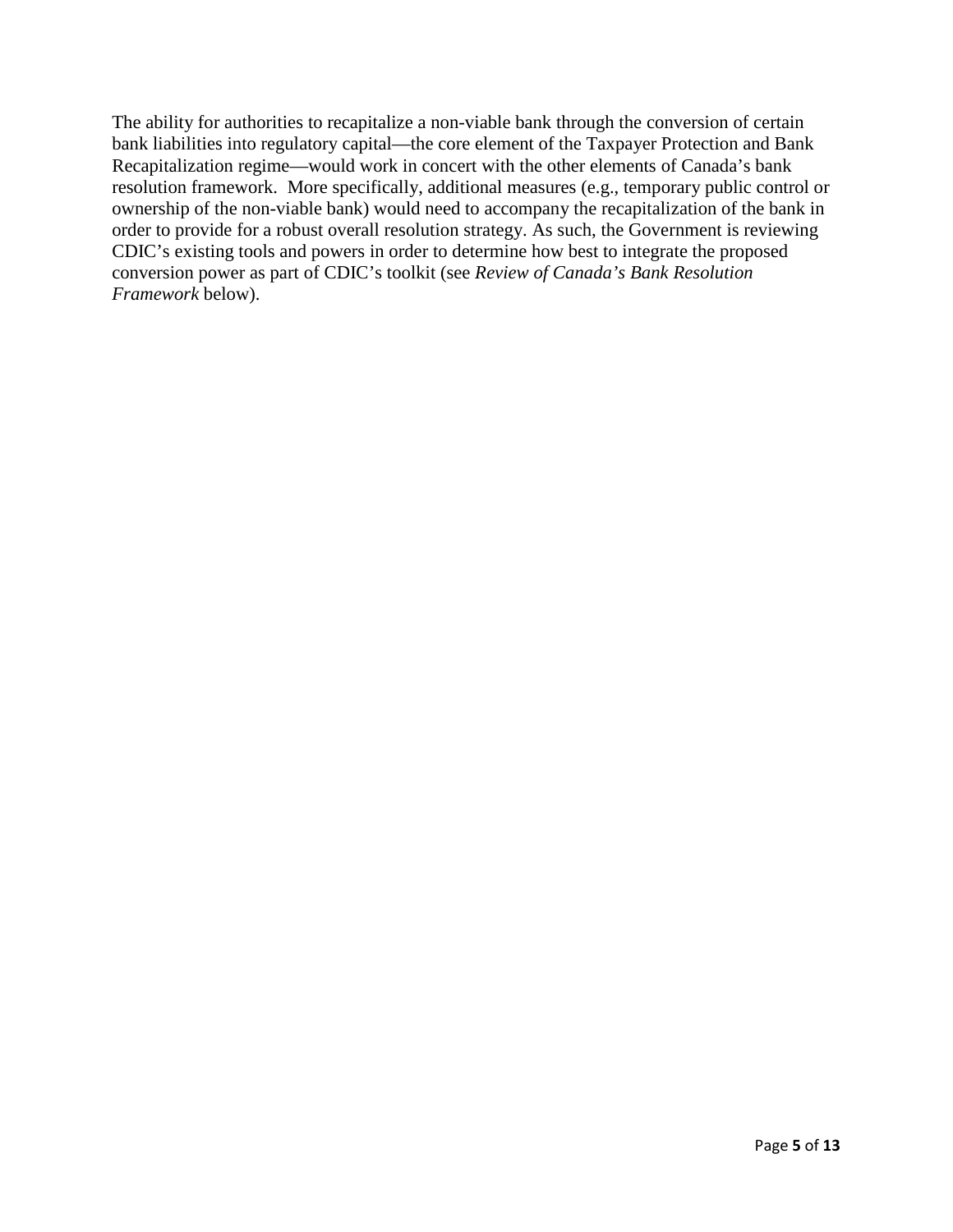The ability for authorities to recapitalize a non-viable bank through the conversion of certain bank liabilities into regulatory capital—the core element of the Taxpayer Protection and Bank Recapitalization regime—would work in concert with the other elements of Canada's bank resolution framework. More specifically, additional measures (e.g., temporary public control or ownership of the non-viable bank) would need to accompany the recapitalization of the bank in order to provide for a robust overall resolution strategy. As such, the Government is reviewing CDIC's existing tools and powers in order to determine how best to integrate the proposed conversion power as part of CDIC's toolkit (see *Review of Canada's Bank Resolution Framework* below).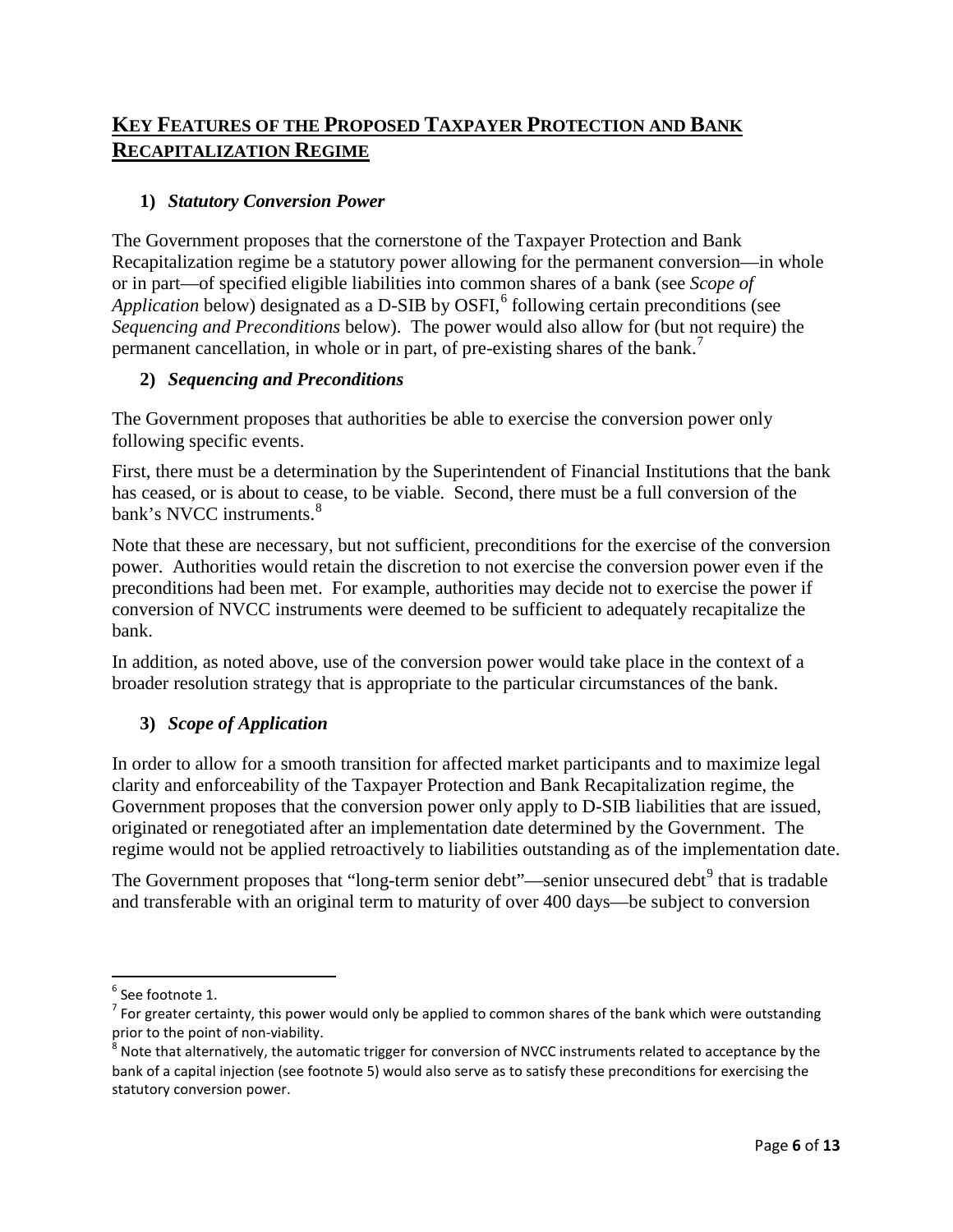## KEY FEATURES OF THE PROPOSED TAXPAYER PROTECTION AND BANK RECAPITALIZATION REGIME

### 1) *Statutory Conversion Power*

The Government proposes that the cornerstone of the Taxpayer Protection and Bank Recapitalization regime be a statutory power allowing for the permanent conversion—in whole or in part—of specified eligible liabilities into common shares of a bank (see *Scope of Application* below) designated as a D-SIB by OSFI,[6] following certain preconditions (see *Sequencing and Preconditions* below). The power would also allow for (but not require) the permanent cancellation, in whole or in part, of pre-existing shares of the bank.[7]

### 2) *Sequencing and Preconditions*

The Government proposes that authorities be able to exercise the conversion power only following specific events.

First, there must be a determination by the Superintendent of Financial Institutions that the bank has ceased, or is about to cease, to be viable. Second, there must be a full conversion of the bank's NVCC instruments.[8]

Note that these are necessary, but not sufficient, preconditions for the exercise of the conversion power. Authorities would retain the discretion to not exercise the conversion power even if the preconditions had been met. For example, authorities may decide not to exercise the power if conversion of NVCC instruments were deemed to be sufficient to adequately recapitalize the bank.

In addition, as noted above, use of the conversion power would take place in the context of a broader resolution strategy that is appropriate to the particular circumstances of the bank.

### 3) *Scope of Application*

In order to allow for a smooth transition for affected market participants and to maximize legal clarity and enforceability of the Taxpayer Protection and Bank Recapitalization regime, the Government proposes that the conversion power only apply to D-SIB liabilities that are issued, originated or renegotiated after an implementation date determined by the Government. The regime would not be applied retroactively to liabilities outstanding as of the implementation date.

The Government proposes that "long-term senior debt"—senior unsecured debt[9] that is tradable and transferable with an original term to maturity of over 400 days—be subject to conversion

---

[6] See footnote 1.

[7] For greater certainty, this power would only be applied to common shares of the bank which were outstanding prior to the point of non-viability.

[8] Note that alternatively, the automatic trigger for conversion of NVCC instruments related to acceptance by the bank of a capital injection (see footnote 5) would also serve as to satisfy these preconditions for exercising the statutory conversion power.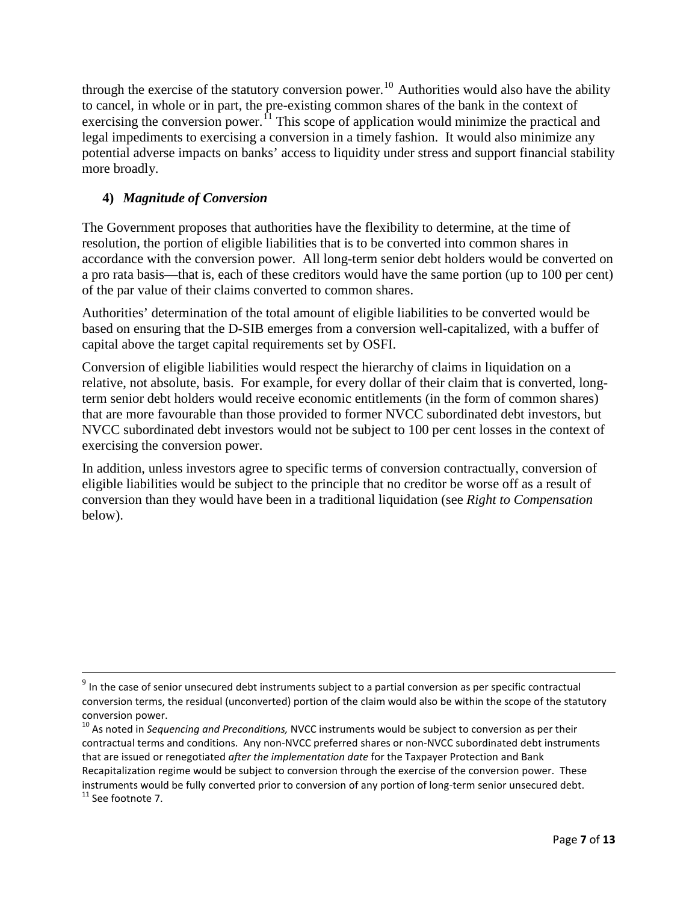through the exercise of the statutory conversion power.[10] Authorities would also have the ability to cancel, in whole or in part, the pre-existing common shares of the bank in the context of exercising the conversion power.[11] This scope of application would minimize the practical and legal impediments to exercising a conversion in a timely fashion. It would also minimize any potential adverse impacts on banks' access to liquidity under stress and support financial stability more broadly.

### 4) *Magnitude of Conversion*

The Government proposes that authorities have the flexibility to determine, at the time of resolution, the portion of eligible liabilities that is to be converted into common shares in accordance with the conversion power. All long-term senior debt holders would be converted on a pro rata basis—that is, each of these creditors would have the same portion (up to 100 per cent) of the par value of their claims converted to common shares.

Authorities' determination of the total amount of eligible liabilities to be converted would be based on ensuring that the D-SIB emerges from a conversion well-capitalized, with a buffer of capital above the target capital requirements set by OSFI.

Conversion of eligible liabilities would respect the hierarchy of claims in liquidation on a relative, not absolute, basis. For example, for every dollar of their claim that is converted, long-term senior debt holders would receive economic entitlements (in the form of common shares) that are more favourable than those provided to former NVCC subordinated debt investors, but NVCC subordinated debt investors would not be subject to 100 per cent losses in the context of exercising the conversion power.

In addition, unless investors agree to specific terms of conversion contractually, conversion of eligible liabilities would be subject to the principle that no creditor be worse off as a result of conversion than they would have been in a traditional liquidation (see *Right to Compensation* below).

---

[9] In the case of senior unsecured debt instruments subject to a partial conversion as per specific contractual conversion terms, the residual (unconverted) portion of the claim would also be within the scope of the statutory conversion power.

[10] As noted in *Sequencing and Preconditions,* NVCC instruments would be subject to conversion as per their contractual terms and conditions. Any non-NVCC preferred shares or non-NVCC subordinated debt instruments that are issued or renegotiated *after the implementation date* for the Taxpayer Protection and Bank Recapitalization regime would be subject to conversion through the exercise of the conversion power. These instruments would be fully converted prior to conversion of any portion of long-term senior unsecured debt.

[11] See footnote 7.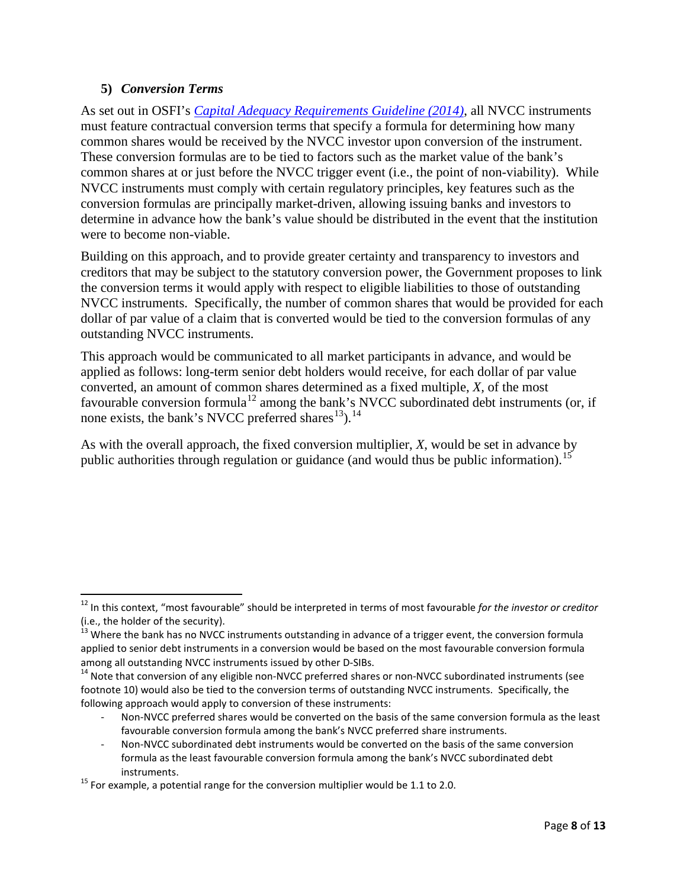### 5) *Conversion Terms*

As set out in OSFI's *Capital Adequacy Requirements Guideline (2014)*, all NVCC instruments must feature contractual conversion terms that specify a formula for determining how many common shares would be received by the NVCC investor upon conversion of the instrument. These conversion formulas are to be tied to factors such as the market value of the bank's common shares at or just before the NVCC trigger event (i.e., the point of non-viability). While NVCC instruments must comply with certain regulatory principles, key features such as the conversion formulas are principally market-driven, allowing issuing banks and investors to determine in advance how the bank's value should be distributed in the event that the institution were to become non-viable.

Building on this approach, and to provide greater certainty and transparency to investors and creditors that may be subject to the statutory conversion power, the Government proposes to link the conversion terms it would apply with respect to eligible liabilities to those of outstanding NVCC instruments. Specifically, the number of common shares that would be provided for each dollar of par value of a claim that is converted would be tied to the conversion formulas of any outstanding NVCC instruments.

This approach would be communicated to all market participants in advance, and would be applied as follows: long-term senior debt holders would receive, for each dollar of par value converted, an amount of common shares determined as a fixed multiple, *X*, of the most favourable conversion formula[12] among the bank's NVCC subordinated debt instruments (or, if none exists, the bank's NVCC preferred shares[13]).[14]

As with the overall approach, the fixed conversion multiplier, *X*, would be set in advance by public authorities through regulation or guidance (and would thus be public information).[15]

---

[12] In this context, "most favourable" should be interpreted in terms of most favourable *for the investor or creditor* (i.e., the holder of the security).

[13] Where the bank has no NVCC instruments outstanding in advance of a trigger event, the conversion formula applied to senior debt instruments in a conversion would be based on the most favourable conversion formula among all outstanding NVCC instruments issued by other D-SIBs.

[14] Note that conversion of any eligible non-NVCC preferred shares or non-NVCC subordinated instruments (see footnote 10) would also be tied to the conversion terms of outstanding NVCC instruments. Specifically, the following approach would apply to conversion of these instruments:

- Non-NVCC preferred shares would be converted on the basis of the same conversion formula as the least favourable conversion formula among the bank's NVCC preferred share instruments.
- Non-NVCC subordinated debt instruments would be converted on the basis of the same conversion formula as the least favourable conversion formula among the bank's NVCC subordinated debt instruments.

[15] For example, a potential range for the conversion multiplier would be 1.1 to 2.0.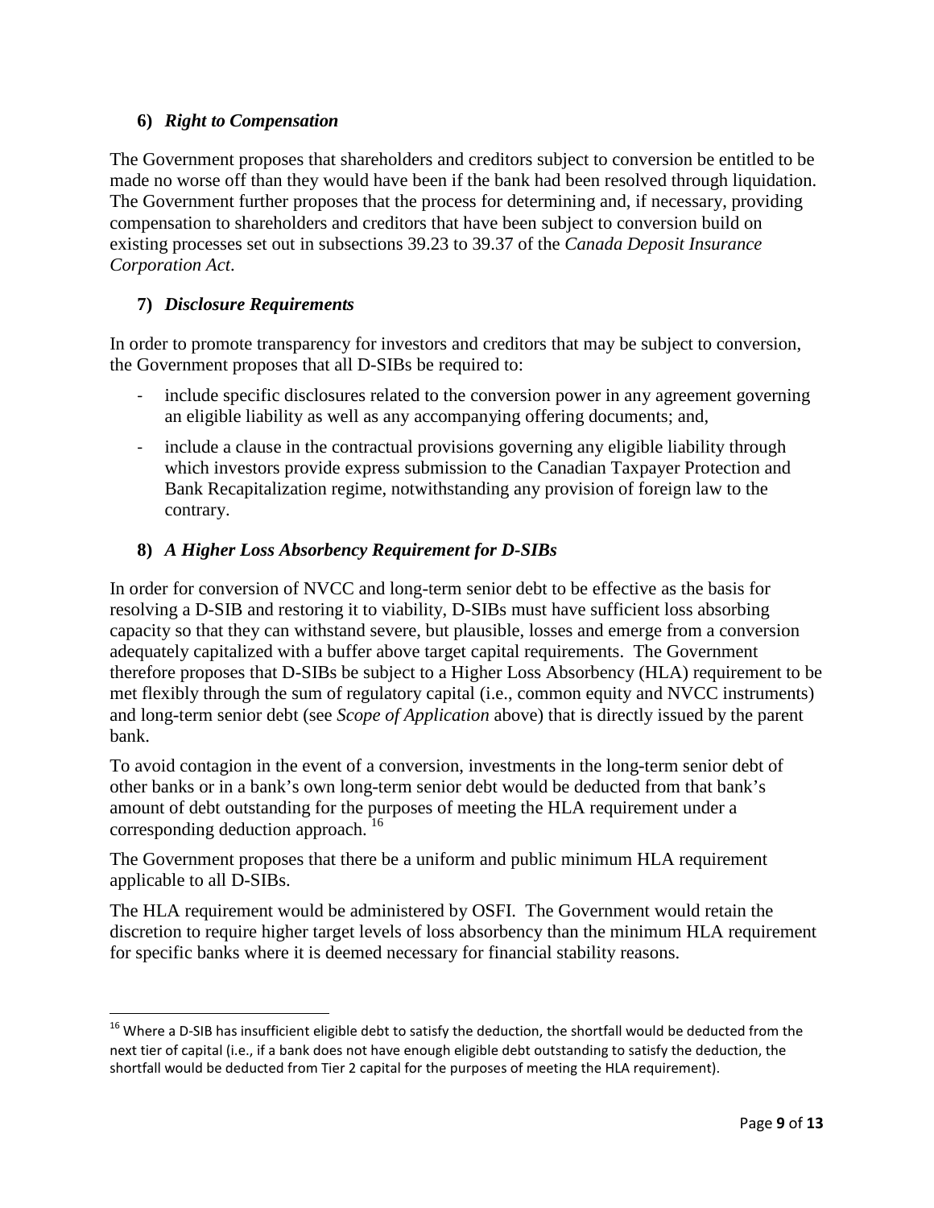### 6) *Right to Compensation*

The Government proposes that shareholders and creditors subject to conversion be entitled to be made no worse off than they would have been if the bank had been resolved through liquidation. The Government further proposes that the process for determining and, if necessary, providing compensation to shareholders and creditors that have been subject to conversion build on existing processes set out in subsections 39.23 to 39.37 of the *Canada Deposit Insurance Corporation Act*.

### 7) *Disclosure Requirements*

In order to promote transparency for investors and creditors that may be subject to conversion, the Government proposes that all D-SIBs be required to:

- include specific disclosures related to the conversion power in any agreement governing an eligible liability as well as any accompanying offering documents; and,
- include a clause in the contractual provisions governing any eligible liability through which investors provide express submission to the Canadian Taxpayer Protection and Bank Recapitalization regime, notwithstanding any provision of foreign law to the contrary.

### 8) *A Higher Loss Absorbency Requirement for D-SIBs*

In order for conversion of NVCC and long-term senior debt to be effective as the basis for resolving a D-SIB and restoring it to viability, D-SIBs must have sufficient loss absorbing capacity so that they can withstand severe, but plausible, losses and emerge from a conversion adequately capitalized with a buffer above target capital requirements. The Government therefore proposes that D-SIBs be subject to a Higher Loss Absorbency (HLA) requirement to be met flexibly through the sum of regulatory capital (i.e., common equity and NVCC instruments) and long-term senior debt (see *Scope of Application* above) that is directly issued by the parent bank.

To avoid contagion in the event of a conversion, investments in the long-term senior debt of other banks or in a bank's own long-term senior debt would be deducted from that bank's amount of debt outstanding for the purposes of meeting the HLA requirement under a corresponding deduction approach. [16]

The Government proposes that there be a uniform and public minimum HLA requirement applicable to all D-SIBs.

The HLA requirement would be administered by OSFI. The Government would retain the discretion to require higher target levels of loss absorbency than the minimum HLA requirement for specific banks where it is deemed necessary for financial stability reasons.

---

[16] Where a D-SIB has insufficient eligible debt to satisfy the deduction, the shortfall would be deducted from the next tier of capital (i.e., if a bank does not have enough eligible debt outstanding to satisfy the deduction, the shortfall would be deducted from Tier 2 capital for the purposes of meeting the HLA requirement).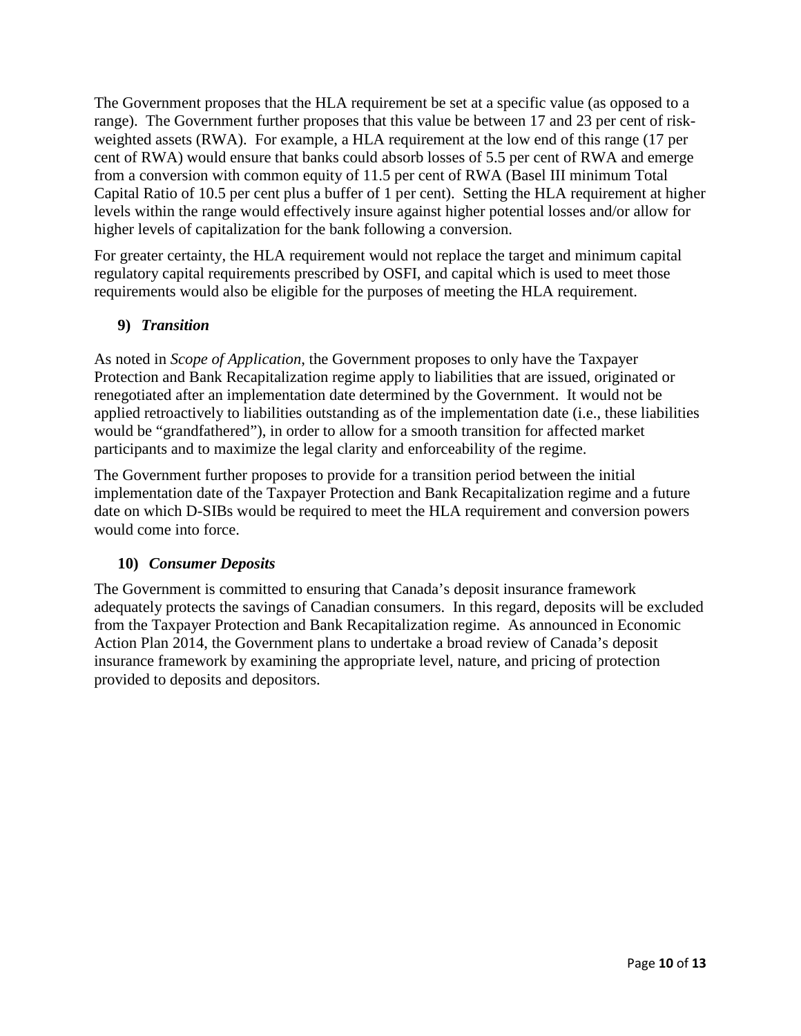The Government proposes that the HLA requirement be set at a specific value (as opposed to a range). The Government further proposes that this value be between 17 and 23 per cent of risk-weighted assets (RWA). For example, a HLA requirement at the low end of this range (17 per cent of RWA) would ensure that banks could absorb losses of 5.5 per cent of RWA and emerge from a conversion with common equity of 11.5 per cent of RWA (Basel III minimum Total Capital Ratio of 10.5 per cent plus a buffer of 1 per cent). Setting the HLA requirement at higher levels within the range would effectively insure against higher potential losses and/or allow for higher levels of capitalization for the bank following a conversion.

For greater certainty, the HLA requirement would not replace the target and minimum capital regulatory capital requirements prescribed by OSFI, and capital which is used to meet those requirements would also be eligible for the purposes of meeting the HLA requirement.

### 9) *Transition*

As noted in *Scope of Application*, the Government proposes to only have the Taxpayer Protection and Bank Recapitalization regime apply to liabilities that are issued, originated or renegotiated after an implementation date determined by the Government. It would not be applied retroactively to liabilities outstanding as of the implementation date (i.e., these liabilities would be "grandfathered"), in order to allow for a smooth transition for affected market participants and to maximize the legal clarity and enforceability of the regime.

The Government further proposes to provide for a transition period between the initial implementation date of the Taxpayer Protection and Bank Recapitalization regime and a future date on which D-SIBs would be required to meet the HLA requirement and conversion powers would come into force.

### 10) *Consumer Deposits*

The Government is committed to ensuring that Canada's deposit insurance framework adequately protects the savings of Canadian consumers. In this regard, deposits will be excluded from the Taxpayer Protection and Bank Recapitalization regime. As announced in Economic Action Plan 2014, the Government plans to undertake a broad review of Canada's deposit insurance framework by examining the appropriate level, nature, and pricing of protection provided to deposits and depositors.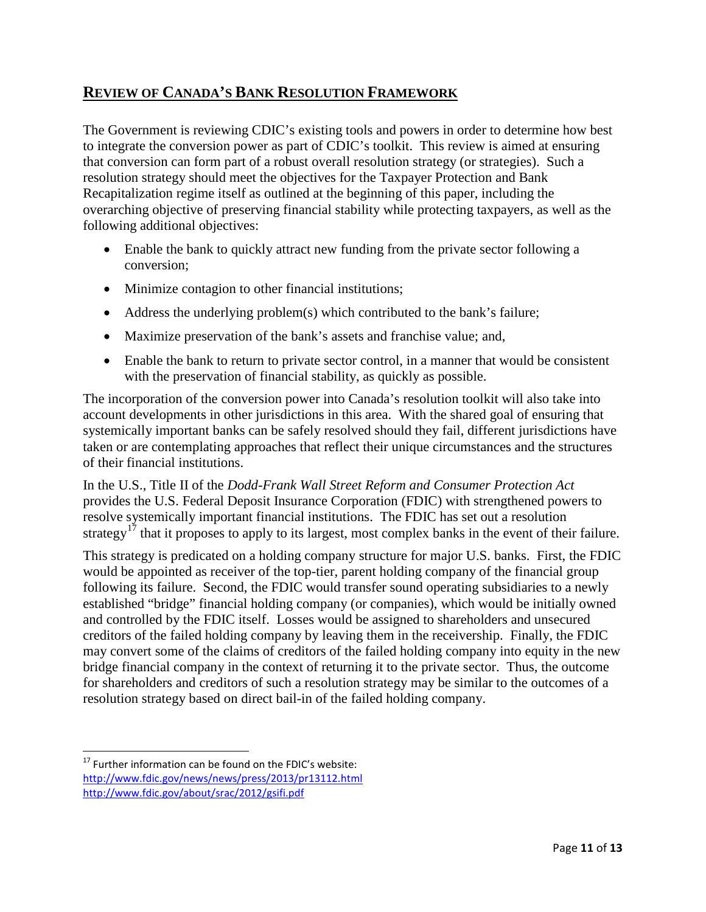## REVIEW OF CANADA'S BANK RESOLUTION FRAMEWORK

The Government is reviewing CDIC's existing tools and powers in order to determine how best to integrate the conversion power as part of CDIC's toolkit. This review is aimed at ensuring that conversion can form part of a robust overall resolution strategy (or strategies). Such a resolution strategy should meet the objectives for the Taxpayer Protection and Bank Recapitalization regime itself as outlined at the beginning of this paper, including the overarching objective of preserving financial stability while protecting taxpayers, as well as the following additional objectives:

- Enable the bank to quickly attract new funding from the private sector following a conversion;
- Minimize contagion to other financial institutions;
- Address the underlying problem(s) which contributed to the bank's failure;
- Maximize preservation of the bank's assets and franchise value; and,
- Enable the bank to return to private sector control, in a manner that would be consistent with the preservation of financial stability, as quickly as possible.

The incorporation of the conversion power into Canada's resolution toolkit will also take into account developments in other jurisdictions in this area. With the shared goal of ensuring that systemically important banks can be safely resolved should they fail, different jurisdictions have taken or are contemplating approaches that reflect their unique circumstances and the structures of their financial institutions.

In the U.S., Title II of the *Dodd-Frank Wall Street Reform and Consumer Protection Act* provides the U.S. Federal Deposit Insurance Corporation (FDIC) with strengthened powers to resolve systemically important financial institutions. The FDIC has set out a resolution strategy[17] that it proposes to apply to its largest, most complex banks in the event of their failure.

This strategy is predicated on a holding company structure for major U.S. banks. First, the FDIC would be appointed as receiver of the top-tier, parent holding company of the financial group following its failure. Second, the FDIC would transfer sound operating subsidiaries to a newly established "bridge" financial holding company (or companies), which would be initially owned and controlled by the FDIC itself. Losses would be assigned to shareholders and unsecured creditors of the failed holding company by leaving them in the receivership. Finally, the FDIC may convert some of the claims of creditors of the failed holding company into equity in the new bridge financial company in the context of returning it to the private sector. Thus, the outcome for shareholders and creditors of such a resolution strategy may be similar to the outcomes of a resolution strategy based on direct bail-in of the failed holding company.

---

[17] Further information can be found on the FDIC's website:
http://www.fdic.gov/news/news/press/2013/pr13112.html
http://www.fdic.gov/about/srac/2012/gsifi.pdf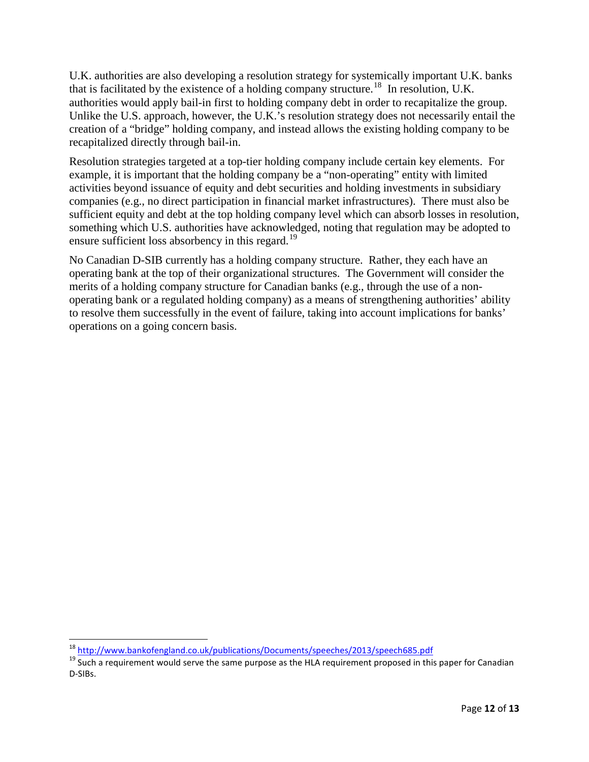U.K. authorities are also developing a resolution strategy for systemically important U.K. banks that is facilitated by the existence of a holding company structure.[18] In resolution, U.K. authorities would apply bail-in first to holding company debt in order to recapitalize the group. Unlike the U.S. approach, however, the U.K.'s resolution strategy does not necessarily entail the creation of a "bridge" holding company, and instead allows the existing holding company to be recapitalized directly through bail-in.

Resolution strategies targeted at a top-tier holding company include certain key elements. For example, it is important that the holding company be a "non-operating" entity with limited activities beyond issuance of equity and debt securities and holding investments in subsidiary companies (e.g., no direct participation in financial market infrastructures). There must also be sufficient equity and debt at the top holding company level which can absorb losses in resolution, something which U.S. authorities have acknowledged, noting that regulation may be adopted to ensure sufficient loss absorbency in this regard.[19]

No Canadian D-SIB currently has a holding company structure. Rather, they each have an operating bank at the top of their organizational structures. The Government will consider the merits of a holding company structure for Canadian banks (e.g., through the use of a non-operating bank or a regulated holding company) as a means of strengthening authorities' ability to resolve them successfully in the event of failure, taking into account implications for banks' operations on a going concern basis.

---

[18] http://www.bankofengland.co.uk/publications/Documents/speeches/2013/speech685.pdf

[19] Such a requirement would serve the same purpose as the HLA requirement proposed in this paper for Canadian D-SIBs.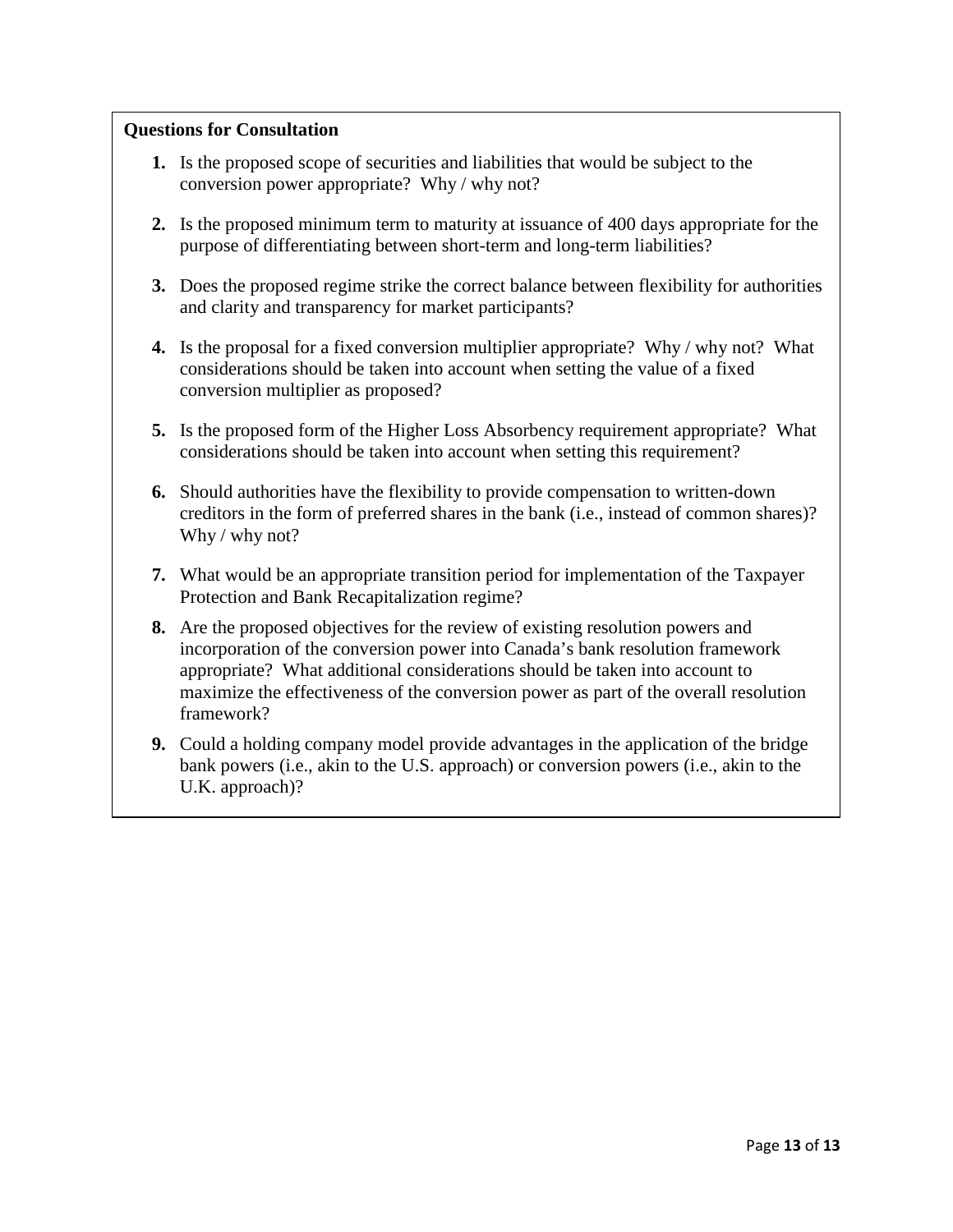**Questions for Consultation**

1. Is the proposed scope of securities and liabilities that would be subject to the conversion power appropriate? Why / why not?

2. Is the proposed minimum term to maturity at issuance of 400 days appropriate for the purpose of differentiating between short-term and long-term liabilities?

3. Does the proposed regime strike the correct balance between flexibility for authorities and clarity and transparency for market participants?

4. Is the proposal for a fixed conversion multiplier appropriate? Why / why not? What considerations should be taken into account when setting the value of a fixed conversion multiplier as proposed?

5. Is the proposed form of the Higher Loss Absorbency requirement appropriate? What considerations should be taken into account when setting this requirement?

6. Should authorities have the flexibility to provide compensation to written-down creditors in the form of preferred shares in the bank (i.e., instead of common shares)? Why / why not?

7. What would be an appropriate transition period for implementation of the Taxpayer Protection and Bank Recapitalization regime?

8. Are the proposed objectives for the review of existing resolution powers and incorporation of the conversion power into Canada's bank resolution framework appropriate? What additional considerations should be taken into account to maximize the effectiveness of the conversion power as part of the overall resolution framework?

9. Could a holding company model provide advantages in the application of the bridge bank powers (i.e., akin to the U.S. approach) or conversion powers (i.e., akin to the U.K. approach)?